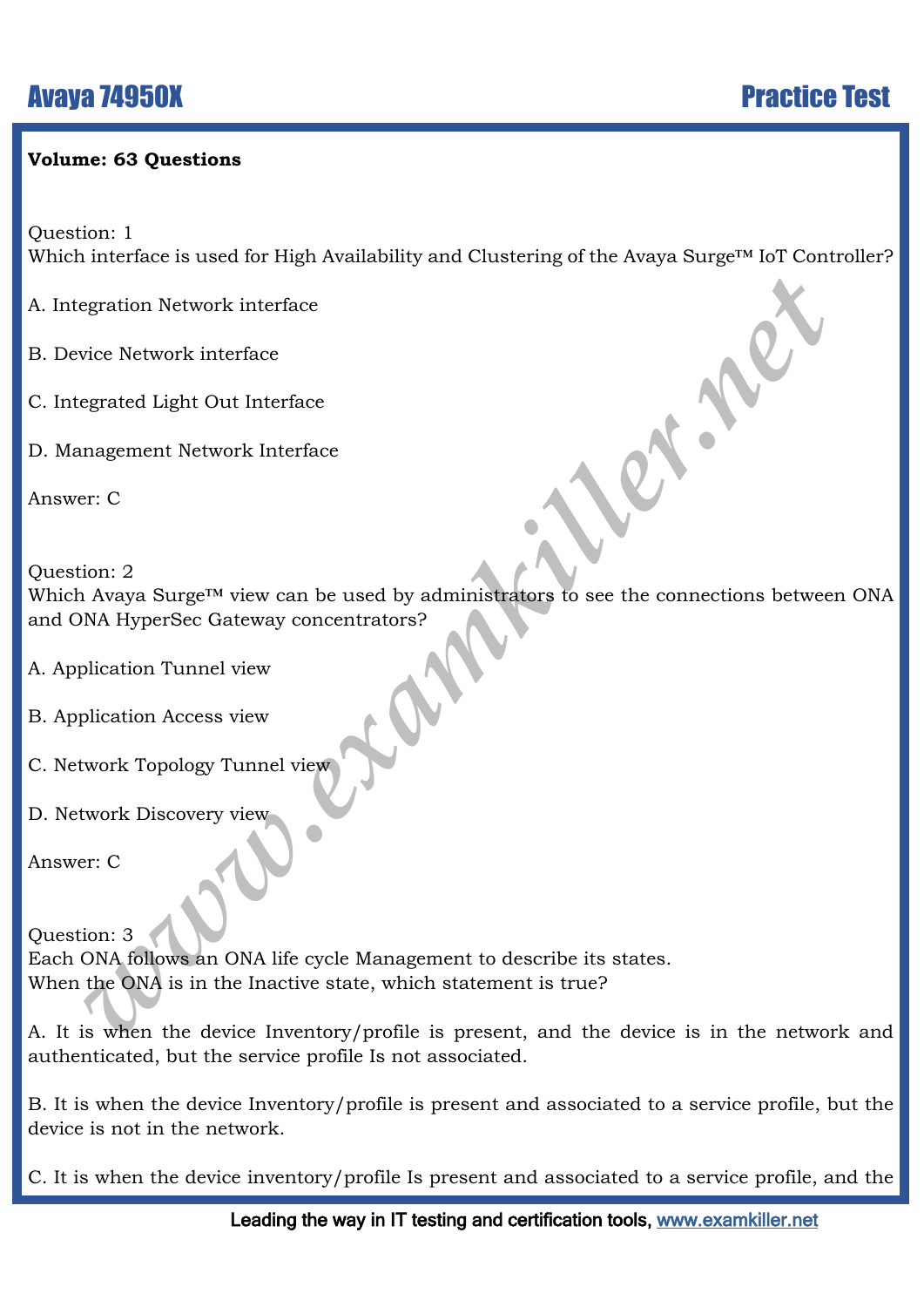**Volume: 63 Questions**

Question: 1
Which interface is used for High Availability and Clustering of the Avaya Surge™ IoT Controller?

A. Integration Network interface

B. Device Network interface

C. Integrated Light Out Interface

D. Management Network Interface

Answer: C

Question: 2
Which Avaya Surge™ view can be used by administrators to see the connections between ONA and ONA HyperSec Gateway concentrators?

A. Application Tunnel view

B. Application Access view

C. Network Topology Tunnel view

D. Network Discovery view

Answer: C

Question: 3
Each ONA follows an ONA life cycle Management to describe its states.
When the ONA is in the Inactive state, which statement is true?

A. It is when the device Inventory/profile is present, and the device is in the network and authenticated, but the service profile Is not associated.

B. It is when the device Inventory/profile is present and associated to a service profile, but the device is not in the network.

C. It is when the device inventory/profile Is present and associated to a service profile, and the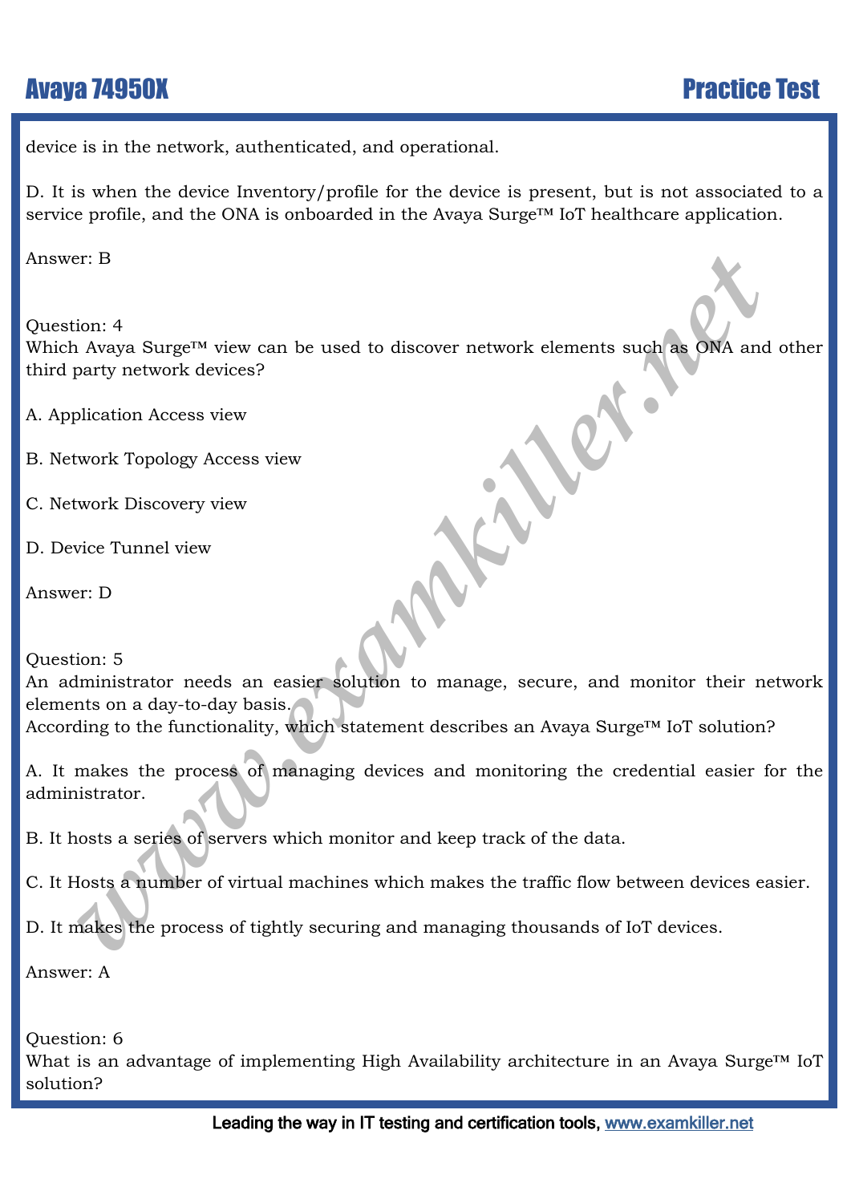device is in the network, authenticated, and operational.

D. It is when the device Inventory/profile for the device is present, but is not associated to a service profile, and the ONA is onboarded in the Avaya Surge™ IoT healthcare application.

Answer: B

Question: 4
Which Avaya Surge™ view can be used to discover network elements such as ONA and other third party network devices?

A. Application Access view

B. Network Topology Access view

C. Network Discovery view

D. Device Tunnel view

Answer: D

Question: 5
An administrator needs an easier solution to manage, secure, and monitor their network elements on a day-to-day basis.
According to the functionality, which statement describes an Avaya Surge™ IoT solution?

A. It makes the process of managing devices and monitoring the credential easier for the administrator.

B. It hosts a series of servers which monitor and keep track of the data.

C. It Hosts a number of virtual machines which makes the traffic flow between devices easier.

D. It makes the process of tightly securing and managing thousands of IoT devices.

Answer: A

Question: 6
What is an advantage of implementing High Availability architecture in an Avaya Surge™ IoT solution?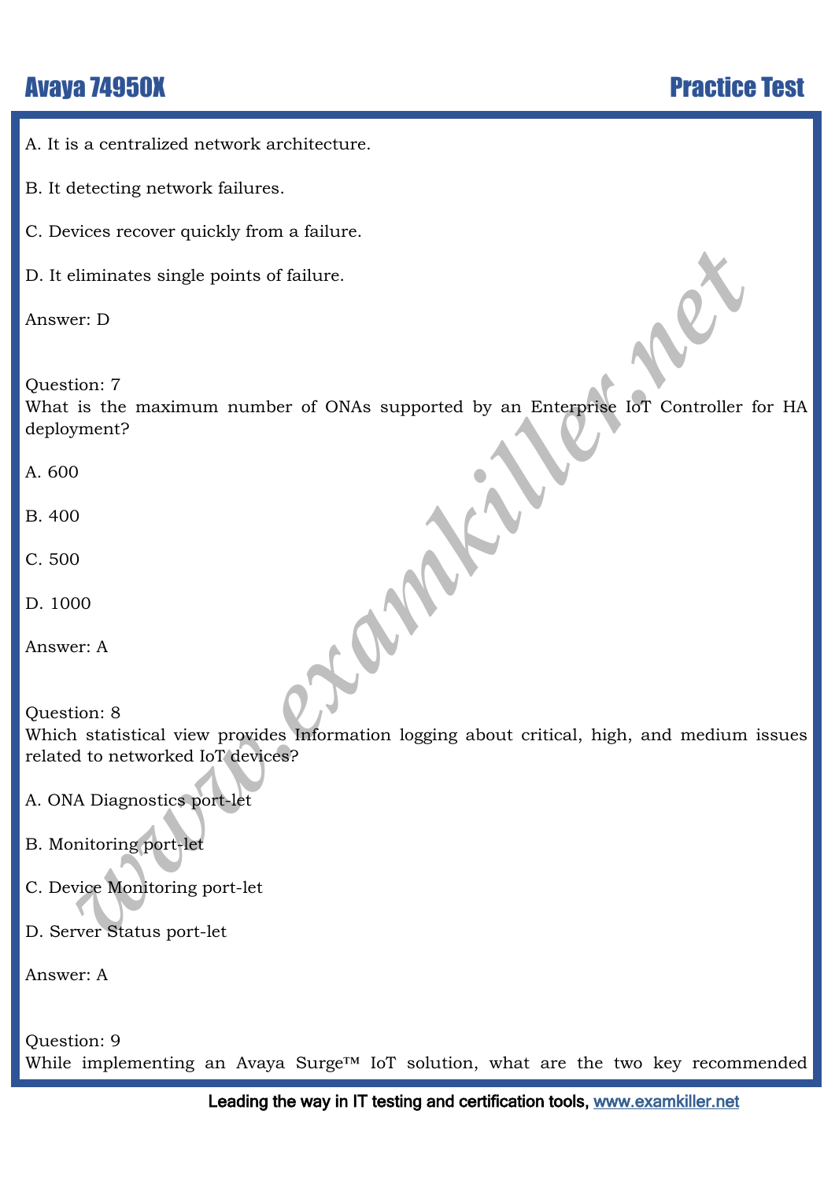A. It is a centralized network architecture.

B. It detecting network failures.

C. Devices recover quickly from a failure.

D. It eliminates single points of failure.

Answer: D

Question: 7
What is the maximum number of ONAs supported by an Enterprise IoT Controller for HA deployment?

A. 600

B. 400

C. 500

D. 1000

Answer: A

Question: 8
Which statistical view provides Information logging about critical, high, and medium issues related to networked IoT devices?

A. ONA Diagnostics port-let

B. Monitoring port-let

C. Device Monitoring port-let

D. Server Status port-let

Answer: A

Question: 9
While implementing an Avaya Surge™ IoT solution, what are the two key recommended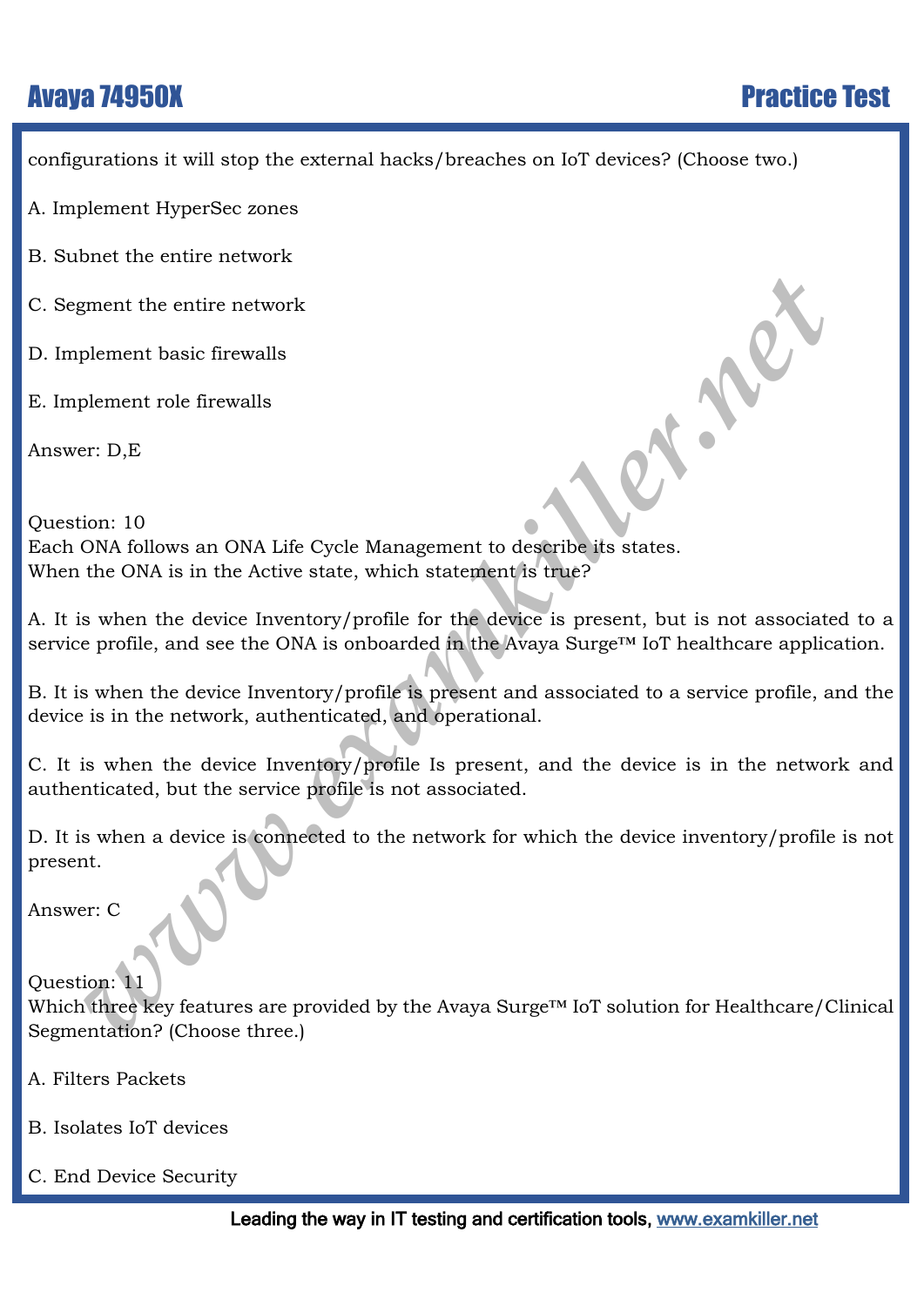configurations it will stop the external hacks/breaches on IoT devices? (Choose two.)

A. Implement HyperSec zones

B. Subnet the entire network

C. Segment the entire network

D. Implement basic firewalls

E. Implement role firewalls

Answer: D,E

Question: 10

Each ONA follows an ONA Life Cycle Management to describe its states.
When the ONA is in the Active state, which statement is true?

A. It is when the device Inventory/profile for the device is present, but is not associated to a service profile, and see the ONA is onboarded in the Avaya Surge™ IoT healthcare application.

B. It is when the device Inventory/profile is present and associated to a service profile, and the device is in the network, authenticated, and operational.

C. It is when the device Inventory/profile Is present, and the device is in the network and authenticated, but the service profile is not associated.

D. It is when a device is connected to the network for which the device inventory/profile is not present.

Answer: C

Question: 11

Which three key features are provided by the Avaya Surge™ IoT solution for Healthcare/Clinical Segmentation? (Choose three.)

A. Filters Packets

B. Isolates IoT devices

C. End Device Security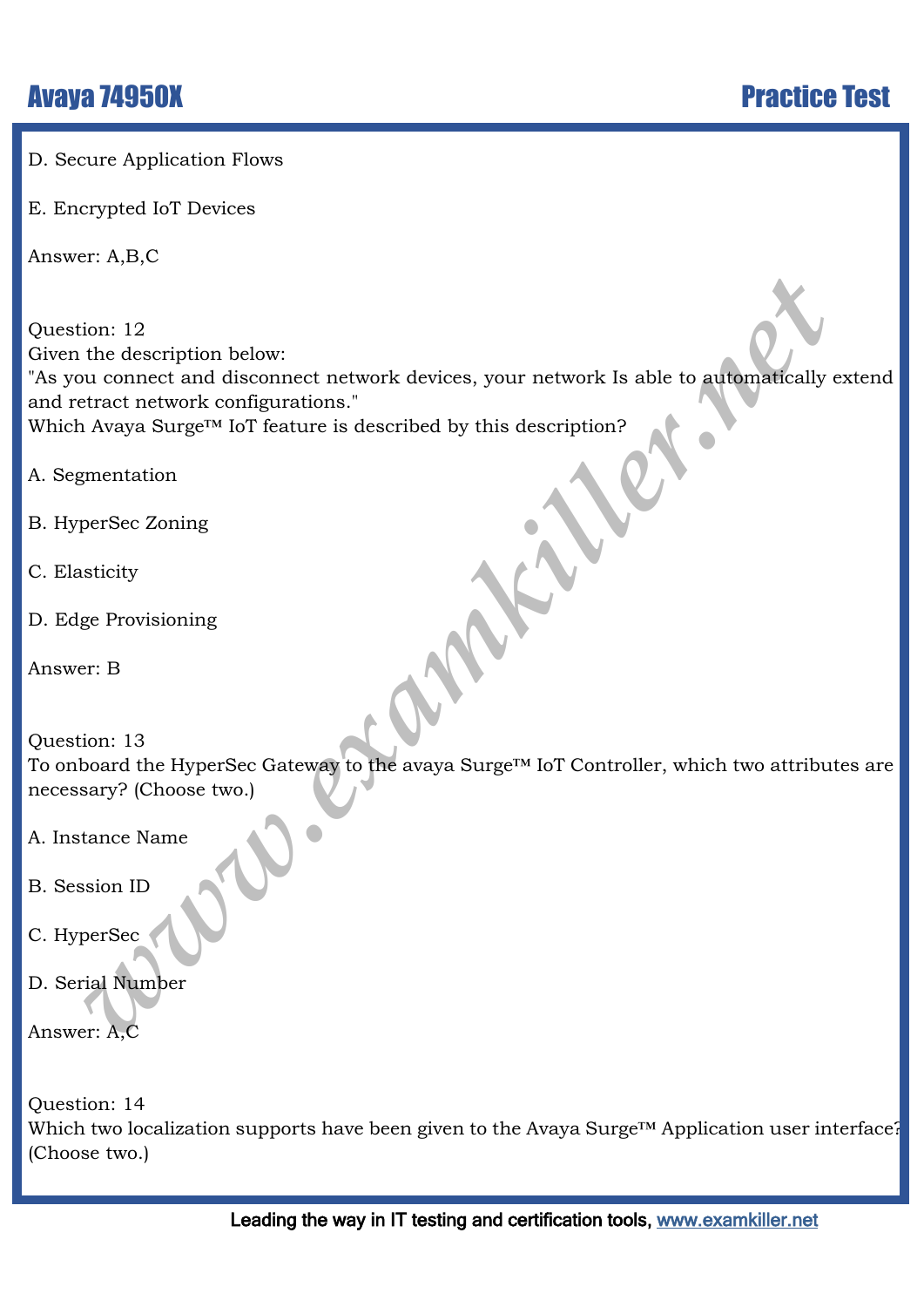D. Secure Application Flows

E. Encrypted IoT Devices

Answer: A,B,C

Question: 12
Given the description below:
"As you connect and disconnect network devices, your network Is able to automatically extend and retract network configurations."
Which Avaya Surge™ IoT feature is described by this description?

A. Segmentation

B. HyperSec Zoning

C. Elasticity

D. Edge Provisioning

Answer: B

Question: 13
To onboard the HyperSec Gateway to the avaya Surge™ IoT Controller, which two attributes are necessary? (Choose two.)

A. Instance Name

B. Session ID

C. HyperSec

D. Serial Number

Answer: A,C

Question: 14
Which two localization supports have been given to the Avaya Surge™ Application user interface? (Choose two.)